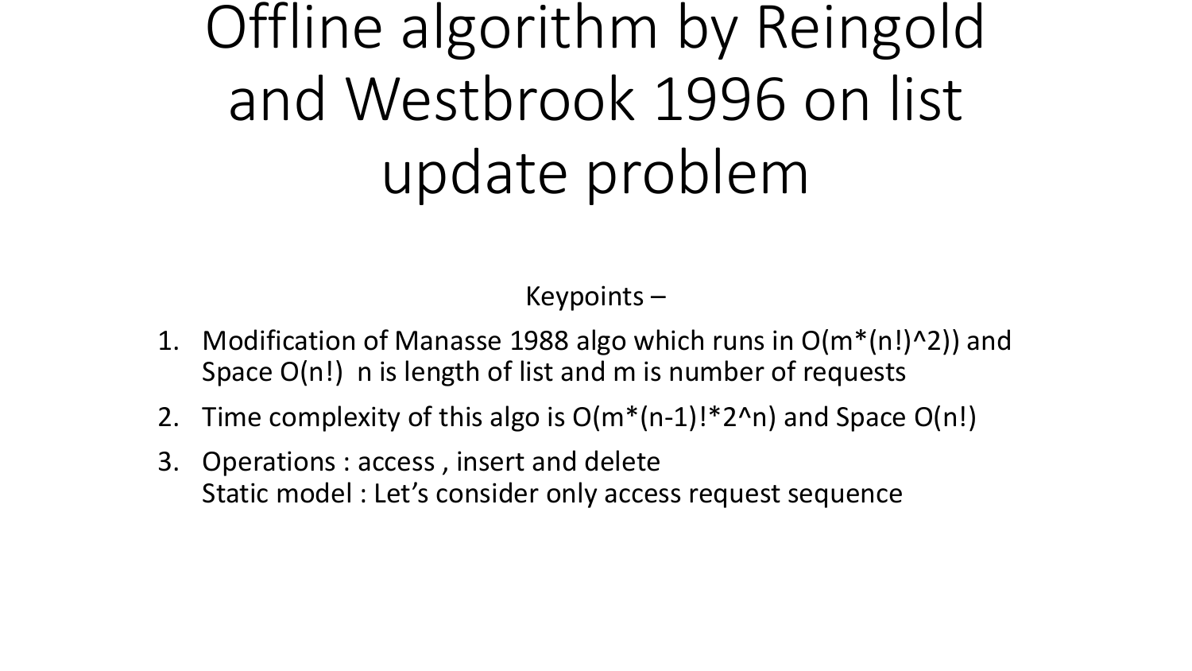# Offline algorithm by Reingold and Westbrook 1996 on list update problem

Keypoints –

1. Modification of Manasse 1988 algo which runs in $O(m*(n!)^2)$ and Space $O(n!)$ n is length of list and m is number of requests
2. Time complexity of this algo is $O(m*(n-1)!*2^n)$ and Space $O(n!)$
3. Operations : access , insert and delete
   Static model : Let's consider only access request sequence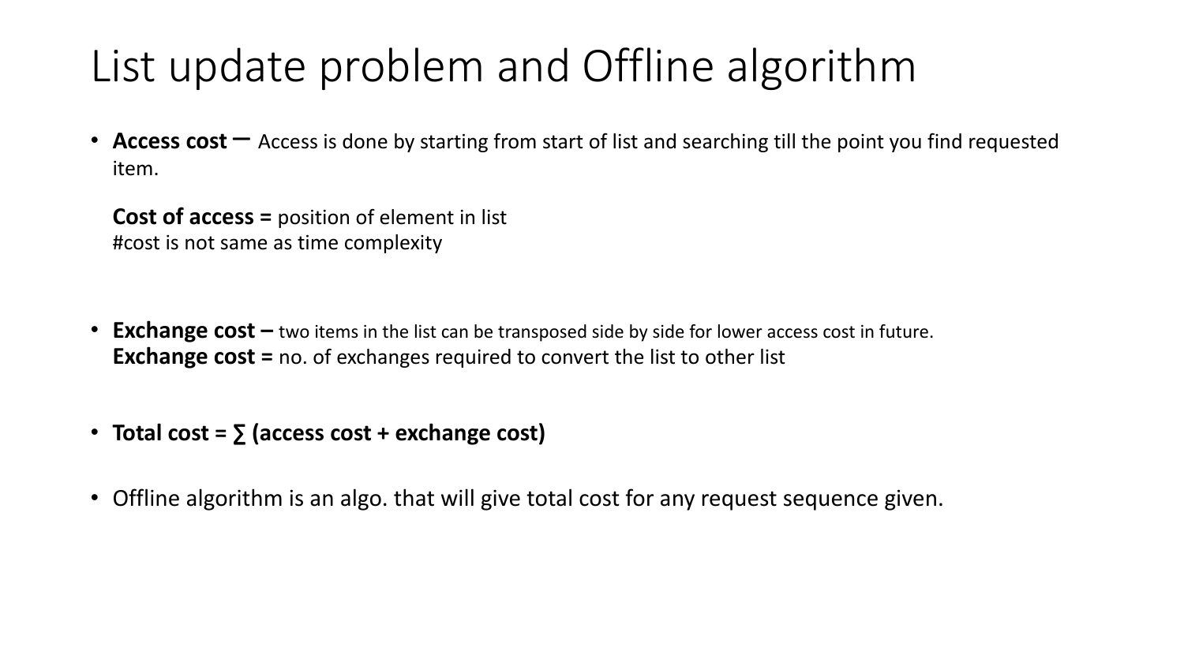# List update problem and Offline algorithm

- **Access cost –** Access is done by starting from start of list and searching till the point you find requested item.

  **Cost of access =** position of element in list
  #cost is not same as time complexity

- **Exchange cost –** two items in the list can be transposed side by side for lower access cost in future.
  **Exchange cost =** no. of exchanges required to convert the list to other list

- **Total cost = ∑ (access cost + exchange cost)**

- Offline algorithm is an algo. that will give total cost for any request sequence given.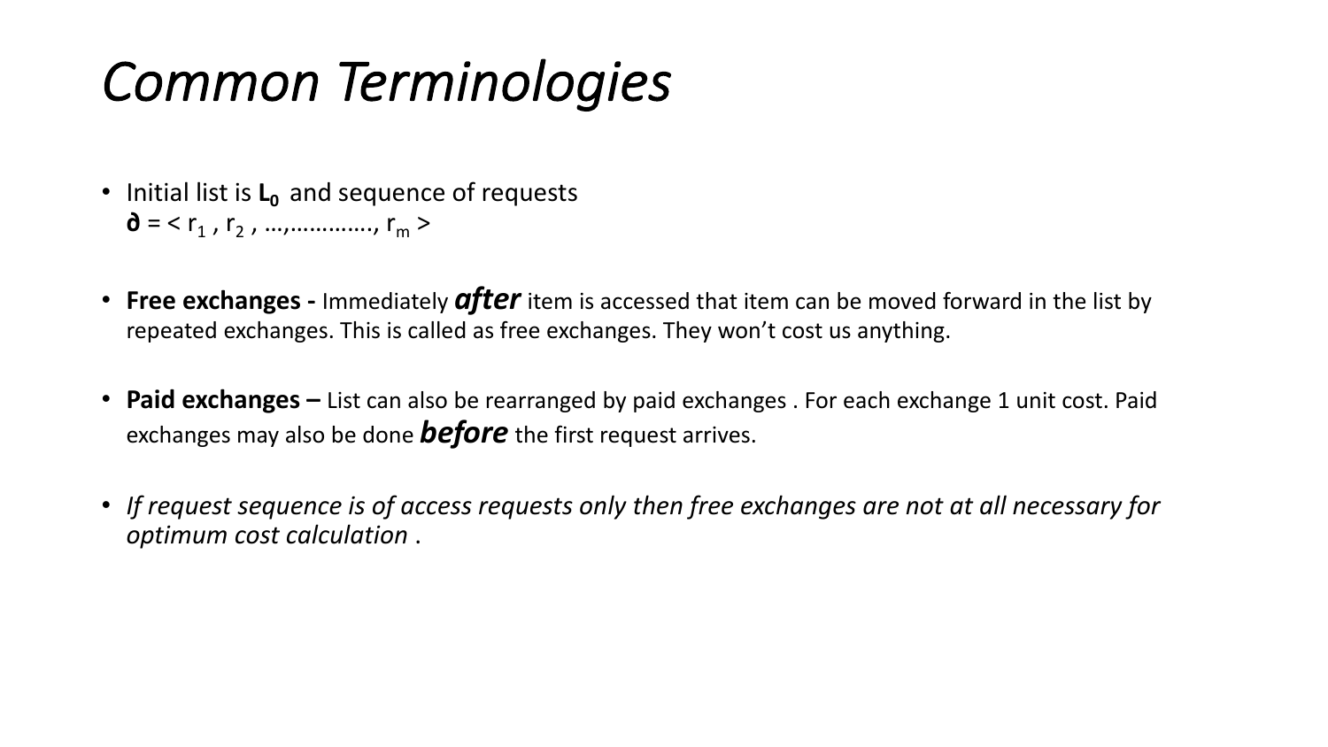# *Common Terminologies*

- Initial list is $\mathbf{L_0}$ and sequence of requests
  **ð** = < $r_1$ , $r_2$ , …,…………., $r_m$ >

- **Free exchanges -** Immediately ***after*** item is accessed that item can be moved forward in the list by repeated exchanges. This is called as free exchanges. They won't cost us anything.

- **Paid exchanges –** List can also be rearranged by paid exchanges . For each exchange 1 unit cost. Paid exchanges may also be done ***before*** the first request arrives.

- *If request sequence is of access requests only then free exchanges are not at all necessary for optimum cost calculation .*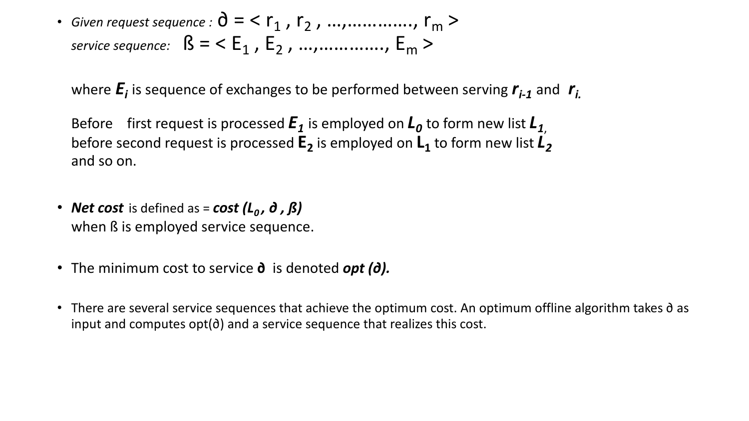- *Given request sequence :* $\partial = < r_1 , r_2 , \ldots,\ldots\ldots\ldots, r_m >$
  *service sequence:* $ß = < E_1 , E_2 , \ldots,\ldots\ldots\ldots, E_m >$

  where $E_i$ is sequence of exchanges to be performed between serving $r_{i-1}$ and $r_i$.

  Before first request is processed $E_1$ is employed on $L_0$ to form new list $L_1$,
  before second request is processed $E_2$ is employed on $L_1$ to form new list $L_2$
  and so on.

- ***Net cost*** is defined as = ***cost*** $(L_0, \partial, ß)$
  when ß is employed service sequence.

- The minimum cost to service **∂** is denoted ***opt (∂).***

- There are several service sequences that achieve the optimum cost. An optimum offline algorithm takes ∂ as input and computes opt(∂) and a service sequence that realizes this cost.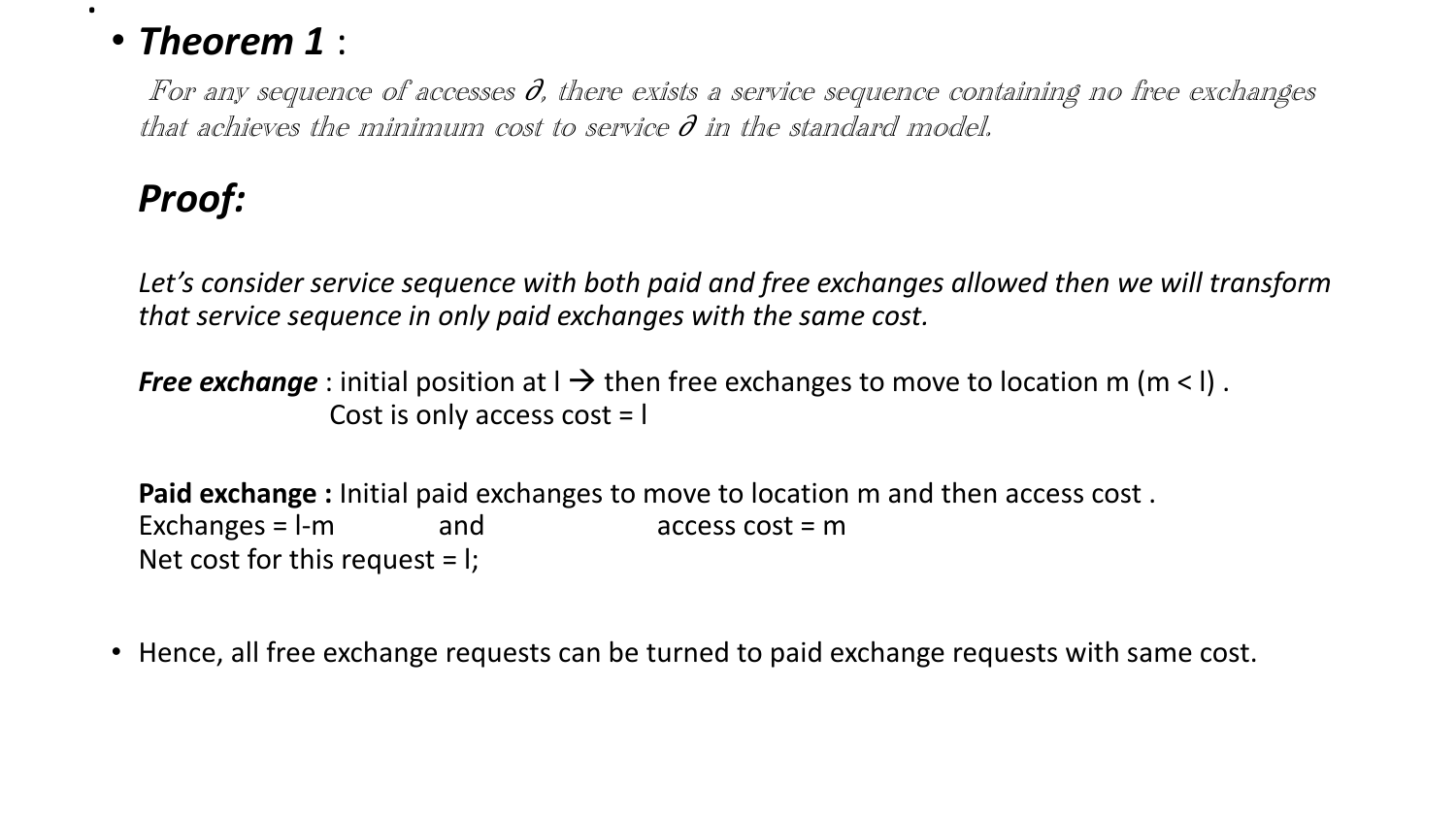- ***Theorem 1*** :

  *For any sequence of accesses ∂, there exists a service sequence containing no free exchanges that achieves the minimum cost to service ∂ in the standard model.*

  ***Proof:***

  *Let's consider service sequence with both paid and free exchanges allowed then we will transform that service sequence in only paid exchanges with the same cost.*

  ***Free exchange*** : initial position at l → then free exchanges to move to location m (m < l) .
  Cost is only access cost = l

  **Paid exchange :** Initial paid exchanges to move to location m and then access cost .
  Exchanges = l-m and access cost = m
  Net cost for this request = l;

- Hence, all free exchange requests can be turned to paid exchange requests with same cost.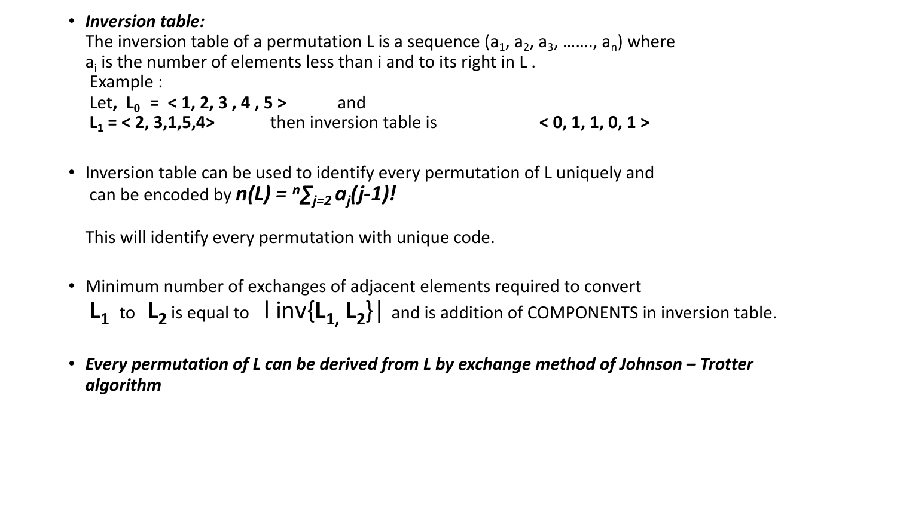- ***Inversion table:***
  The inversion table of a permutation L is a sequence ($a_1$, $a_2$, $a_3$, ……., $a_n$) where $a_i$ is the number of elements less than i and to its right in L .
  Example :
  Let, **$L_0$ = < 1, 2, 3 , 4 , 5 >** and
  **$L_1$ = < 2, 3,1,5,4>** then inversion table is **< 0, 1, 1, 0, 1 >**

- Inversion table can be used to identify every permutation of L uniquely and can be encoded by $n(L) = \sum_{j=2}^{n} a_j (j-1)!$

  This will identify every permutation with unique code.

- Minimum number of exchanges of adjacent elements required to convert **$L_1$** to **$L_2$** is equal to $|\text{inv}\{L_1, L_2\}|$ and is addition of COMPONENTS in inversion table.

- ***Every permutation of L can be derived from L by exchange method of Johnson – Trotter algorithm***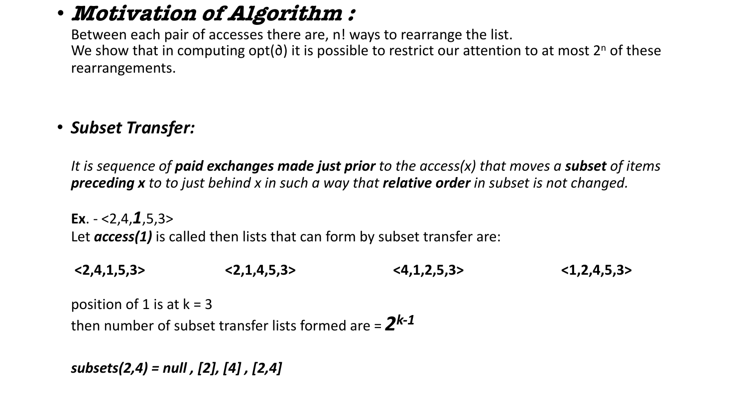- ***Motivation of Algorithm :***

  Between each pair of accesses there are, n! ways to rearrange the list.
  We show that in computing opt(∂) it is possible to restrict our attention to at most $2^n$ of these rearrangements.

- ***Subset Transfer:***

  *It is sequence of **paid exchanges made just prior** to the access(x) that moves a **subset** of items **preceding x** to to just behind x in such a way that **relative order** in subset is not changed.*

  **Ex**. - <2,4,***1***,5,3>
  Let ***access(1)*** is called then lists that can form by subset transfer are:

  **<2,4,1,5,3>** **<2,1,4,5,3>** **<4,1,2,5,3>** **<1,2,4,5,3>**

  position of 1 is at k = 3
  then number of subset transfer lists formed are = $2^{k-1}$

  ***subsets(2,4) = null , [2], [4] , [2,4]***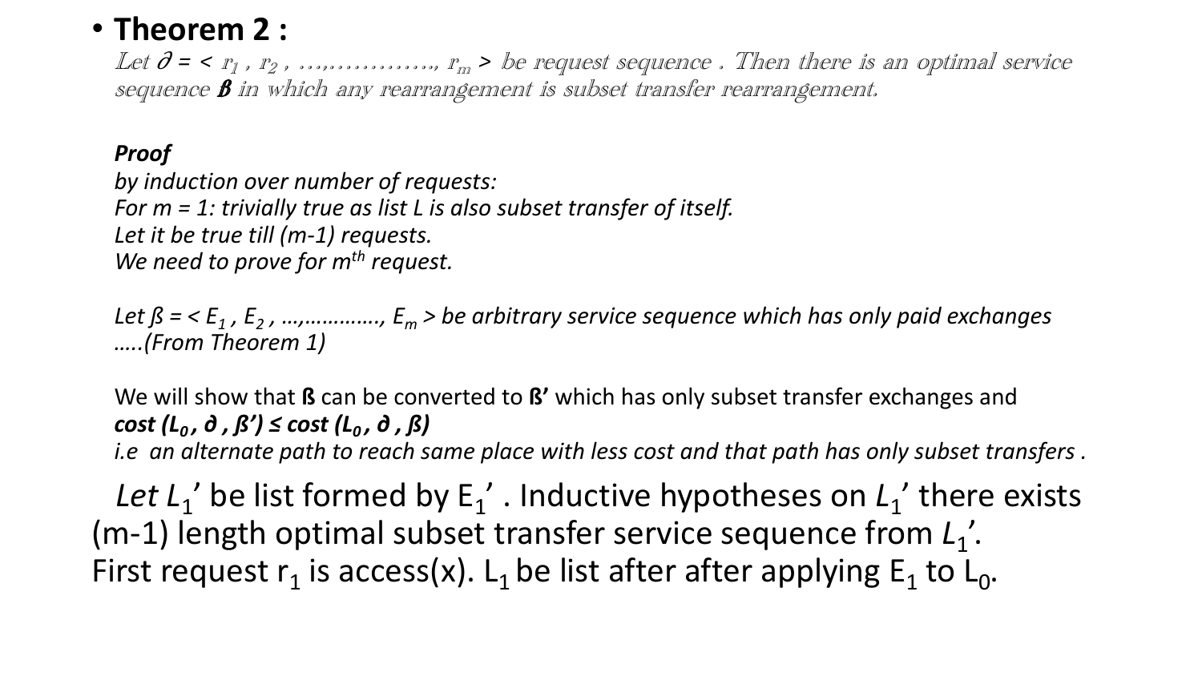- **Theorem 2 :**

  *Let $\partial$ = < $r_1$ , $r_2$ , …,…………., $r_m$ > be request sequence . Then there is an optimal service sequence **ß** in which any rearrangement is subset transfer rearrangement.*

  ***Proof***

  *by induction over number of requests:*
  *For m = 1: trivially true as list L is also subset transfer of itself.*
  *Let it be true till (m-1) requests.*
  *We need to prove for $m^{th}$ request.*

  *Let ß = < $E_1$ , $E_2$ , …,…………., $E_m$ > be arbitrary service sequence which has only paid exchanges …..(From Theorem 1)*

  We will show that **ß** can be converted to **ß'** which has only subset transfer exchanges and
  ***cost ($L_0$ , ∂ , ß') ≤ cost ($L_0$ , ∂ , ß)***
  *i.e an alternate path to reach same place with less cost and that path has only subset transfers .*

  *Let* $L_1$' be list formed by $E_1$' . Inductive hypotheses on $L_1$' there exists (m-1) length optimal subset transfer service sequence from $L_1$'.
  First request $r_1$ is access(x). $L_1$ be list after after applying $E_1$ to $L_0$.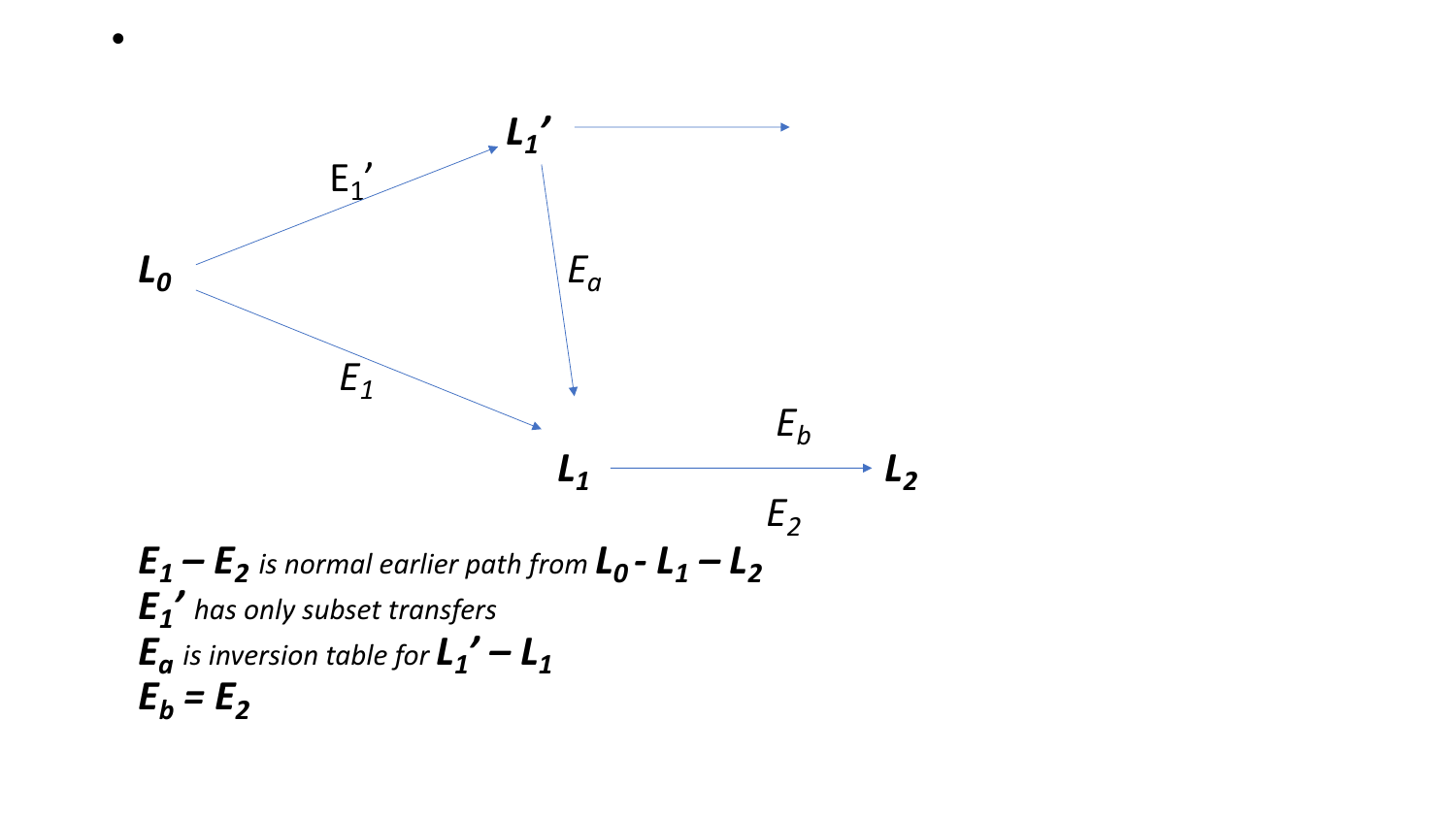- 

$L_0$ → $L_1'$ ($E_1'$)

$L_1'$ → $L_1$ ($E_a$)

$L_0$ → $L_1$ ($E_1$)

$L_1$ → $L_2$ ($E_b$, $E_2$)

***$E_1 – E_2$** is normal earlier path from **$L_0$ - $L_1$ – $L_2$***

***$E_1'$** has only subset transfers*

***$E_a$** is inversion table for **$L_1'$ – $L_1$***

***$E_b$ = $E_2$***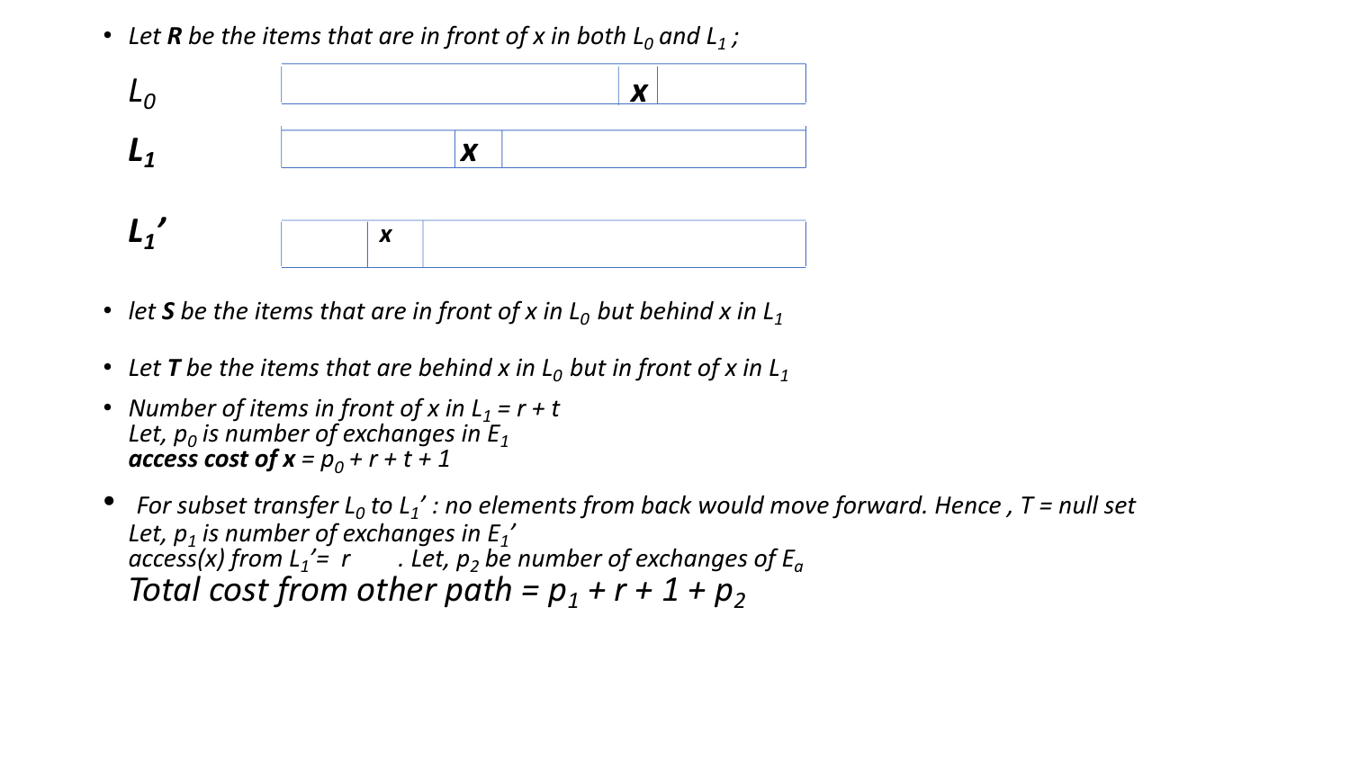- *Let **R** be the items that are in front of x in both $L_0$ and $L_1$ ;*

| | | | |
|---|---|---|---|
| $L_0$ | | ***x*** | |
| $L_1$ | | ***x*** | |
| $L_1'$ | | ***x*** | |

- *let **S** be the items that are in front of x in $L_0$ but behind x in $L_1$*
- *Let **T** be the items that are behind x in $L_0$ but in front of x in $L_1$*
- *Number of items in front of x in $L_1$ = r + t*
  *Let, $p_0$ is number of exchanges in $E_1$*
  ***access cost of x** = $p_0 + r + t + 1$*
- *For subset transfer $L_0$ to $L_1'$ : no elements from back would move forward. Hence , T = null set*
  *Let, $p_1$ is number of exchanges in $E_1'$*
  *access(x) from $L_1'$= r . Let, $p_2$ be number of exchanges of $E_a$*
  *Total cost from other path = $p_1 + r + 1 + p_2$*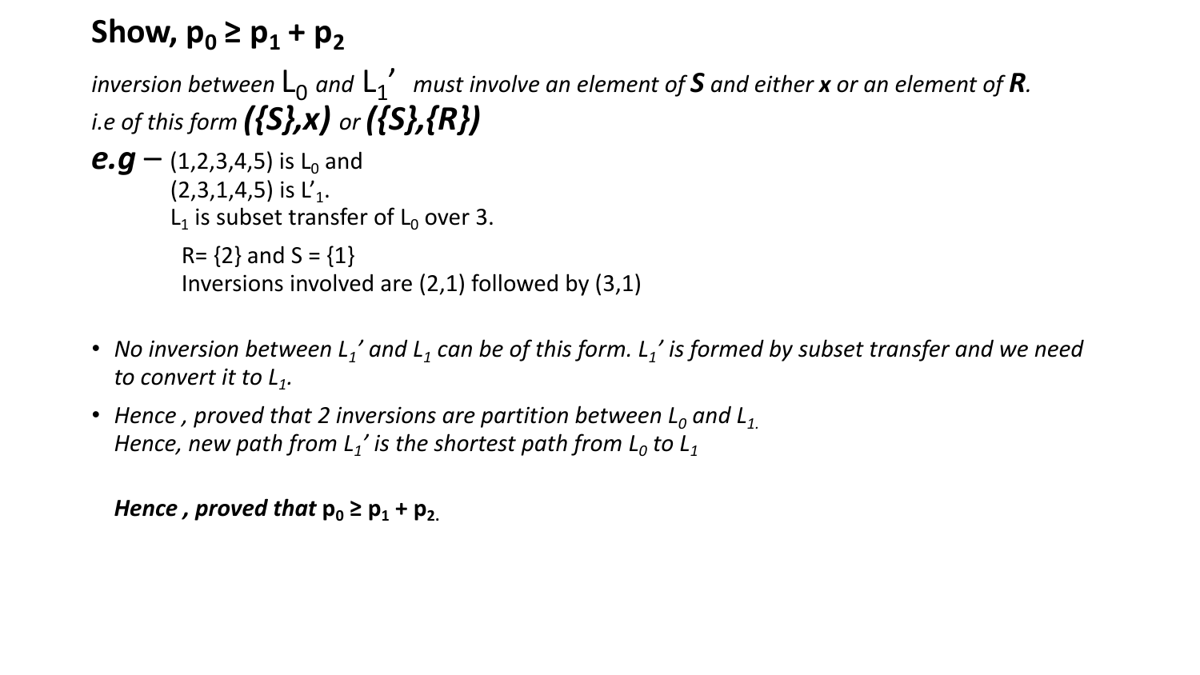# Show, $p_0 \geq p_1 + p_2$

*inversion between $L_0$ and $L_1'$ must involve an element of **S** and either **x** or an element of **R**.*
*i.e of this form **({S},x)** or **({S},{R})***

***e.g –*** (1,2,3,4,5) is $L_0$ and
(2,3,1,4,5) is $L'_1$.
$L_1$ is subset transfer of $L_0$ over 3.

R= {2} and S = {1}
Inversions involved are (2,1) followed by (3,1)

- *No inversion between $L_1'$ and $L_1$ can be of this form. $L_1'$ is formed by subset transfer and we need to convert it to $L_1$.*
- *Hence , proved that 2 inversions are partition between $L_0$ and $L_1$.*
  *Hence, new path from $L_1'$ is the shortest path from $L_0$ to $L_1$*

***Hence , proved that** $p_0 \geq p_1 + p_2$.*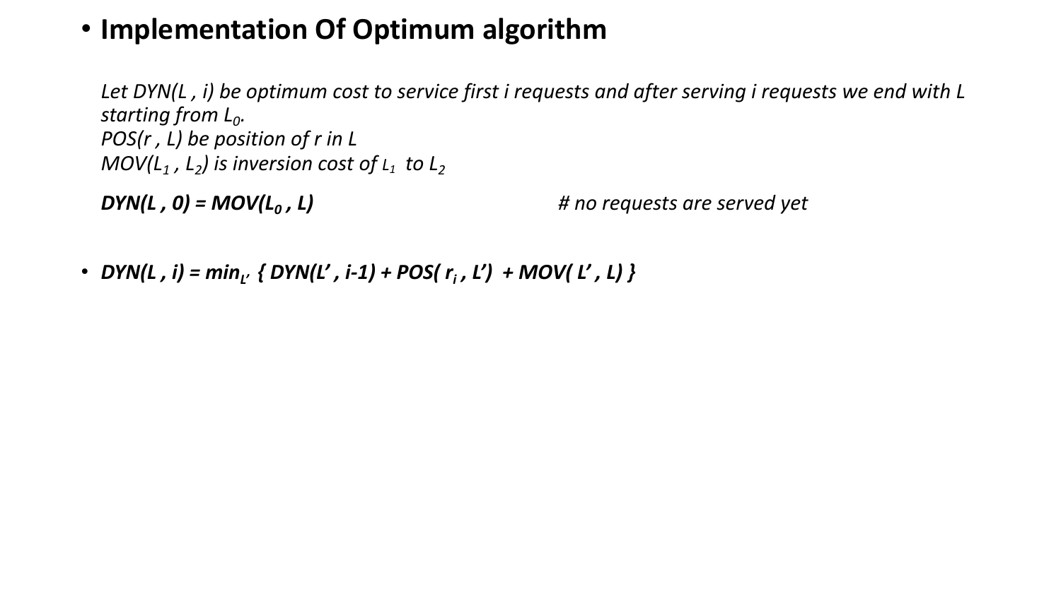- **Implementation Of Optimum algorithm**

*Let DYN(L , i) be optimum cost to service first i requests and after serving i requests we end with L starting from $L_0$.*
*POS(r , L) be position of r in L*
*MOV($L_1$ , $L_2$) is inversion cost of $L_1$ to $L_2$*

***DYN(L , 0) = MOV($L_0$ , L)*** *# no requests are served yet*

- ***DYN(L , i) = $\min_{L'}$ { DYN(L' , i-1) + POS( $r_i$ , L') + MOV( L' , L) }***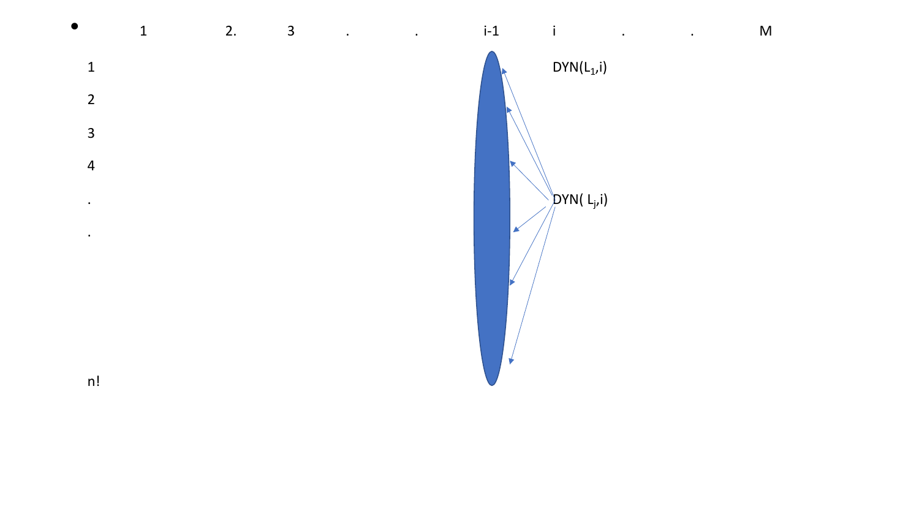- 1 2. 3 . . i-1 i . . M

1

2

3

4

.

.

n!

DYN($L_1$,i)

DYN( $L_j$,i)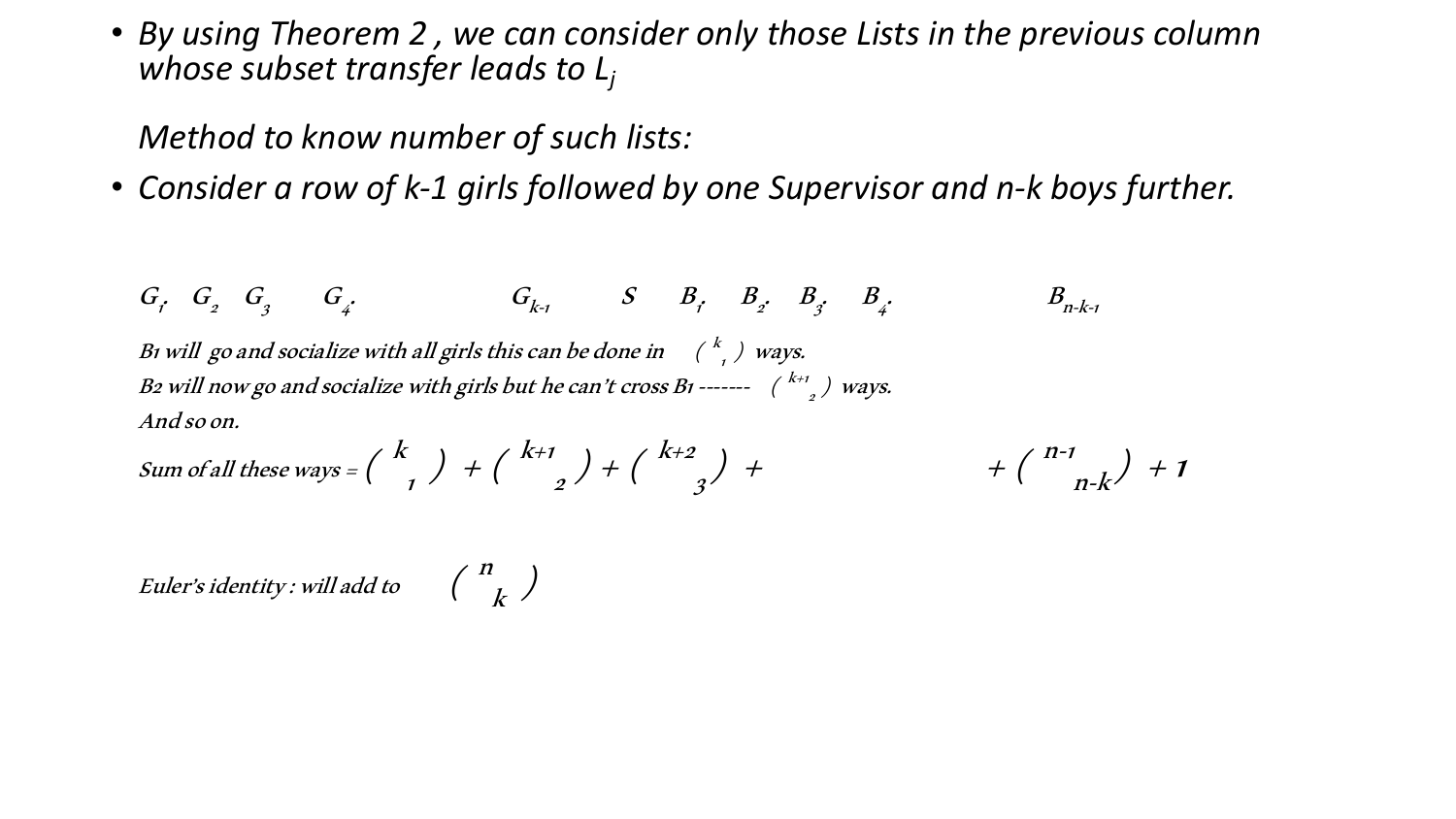- *By using Theorem 2 , we can consider only those Lists in the previous column whose subset transfer leads to $L_j$*

  *Method to know number of such lists:*

- *Consider a row of k-1 girls followed by one Supervisor and n-k boys further.*

$G_1$. $G_2$ $G_3$ $G_4$. $G_{k-1}$ $S$ $B_1$. $B_2$. $B_3$. $B_4$. $B_{n-k-1}$

*B1 will go and socialize with all girls this can be done in* $\binom{k}{1}$ *ways.*

*B2 will now go and socialize with girls but he can't cross B1 -------* $\binom{k+1}{2}$ *ways.*

*And so on.*

*Sum of all these ways =* $\binom{k}{1} + \binom{k+1}{2} + \binom{k+2}{3} + \qquad + \binom{n-1}{n-k} + 1$

*Euler's identity : will add to* $\binom{n}{k}$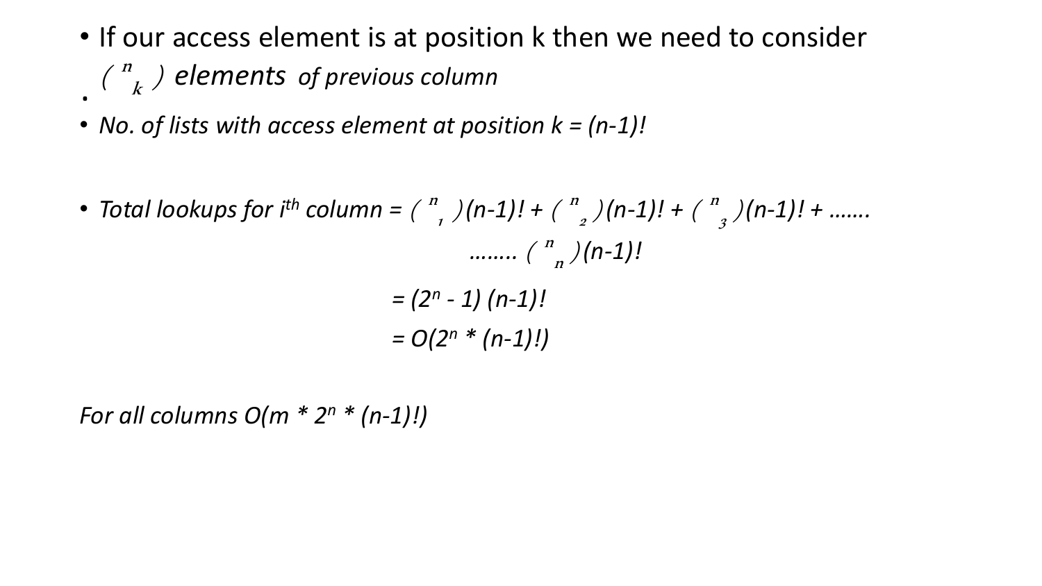- If our access element is at position k then we need to consider $\binom{n}{k}$ *elements of previous column*
- 
- *No. of lists with access element at position k = (n-1)!*

- *Total lookups for i<sup>th</sup> column* = $\binom{n}{1}(n-1)! + \binom{n}{2}(n-1)! + \binom{n}{3}(n-1)! + \ldots\ldots\ldots\ldots\ldots \binom{n}{n}(n-1)!$

$$= (2^n - 1)\,(n-1)!$$

$$= O(2^n * (n-1)!)$$

*For all columns* $O(m * 2^n * (n-1)!)$